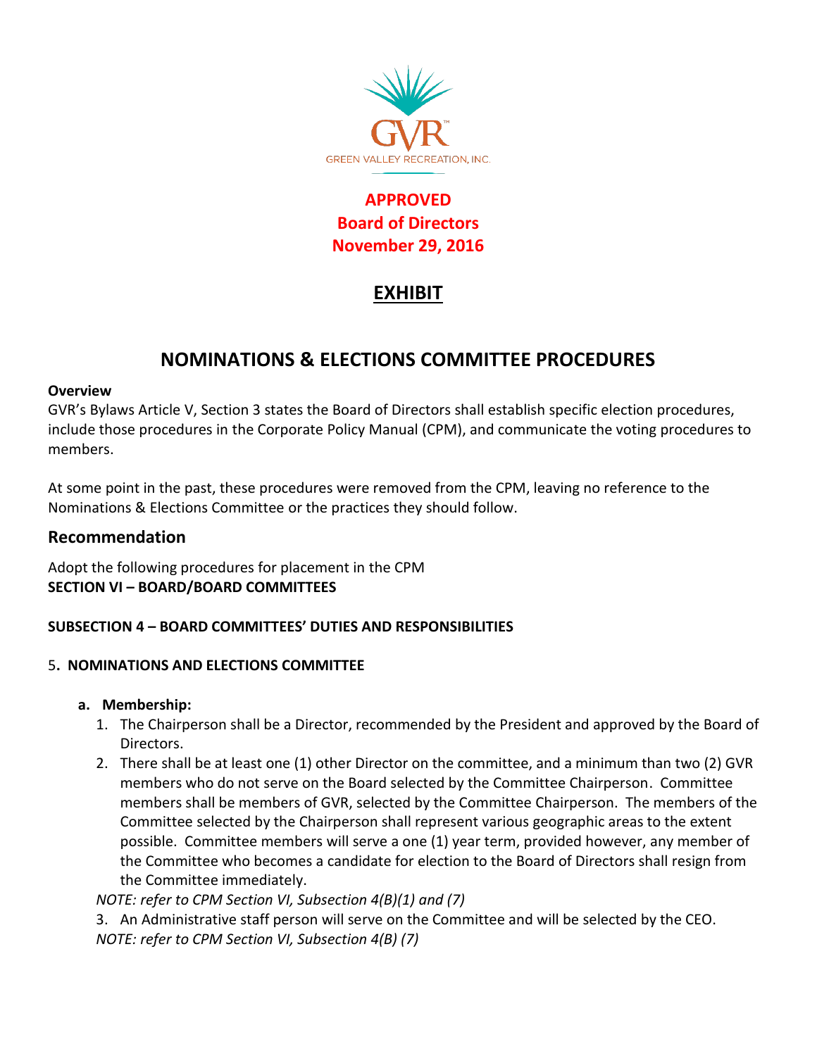GREEN VALLEY RECREATION, INC.

**APPROVED**
**Board of Directors**
**November 29, 2016**

# EXHIBIT

# NOMINATIONS & ELECTIONS COMMITTEE PROCEDURES

**Overview**

GVR's Bylaws Article V, Section 3 states the Board of Directors shall establish specific election procedures, include those procedures in the Corporate Policy Manual (CPM), and communicate the voting procedures to members.

At some point in the past, these procedures were removed from the CPM, leaving no reference to the Nominations & Elections Committee or the practices they should follow.

## Recommendation

Adopt the following procedures for placement in the CPM

**SECTION VI – BOARD/BOARD COMMITTEES**

**SUBSECTION 4 – BOARD COMMITTEES' DUTIES AND RESPONSIBILITIES**

5**. NOMINATIONS AND ELECTIONS COMMITTEE**

**a. Membership:**

1. The Chairperson shall be a Director, recommended by the President and approved by the Board of Directors.
2. There shall be at least one (1) other Director on the committee, and a minimum than two (2) GVR members who do not serve on the Board selected by the Committee Chairperson. Committee members shall be members of GVR, selected by the Committee Chairperson. The members of the Committee selected by the Chairperson shall represent various geographic areas to the extent possible. Committee members will serve a one (1) year term, provided however, any member of the Committee who becomes a candidate for election to the Board of Directors shall resign from the Committee immediately.

*NOTE: refer to CPM Section VI, Subsection 4(B)(1) and (7)*

3. An Administrative staff person will serve on the Committee and will be selected by the CEO.

*NOTE: refer to CPM Section VI, Subsection 4(B) (7)*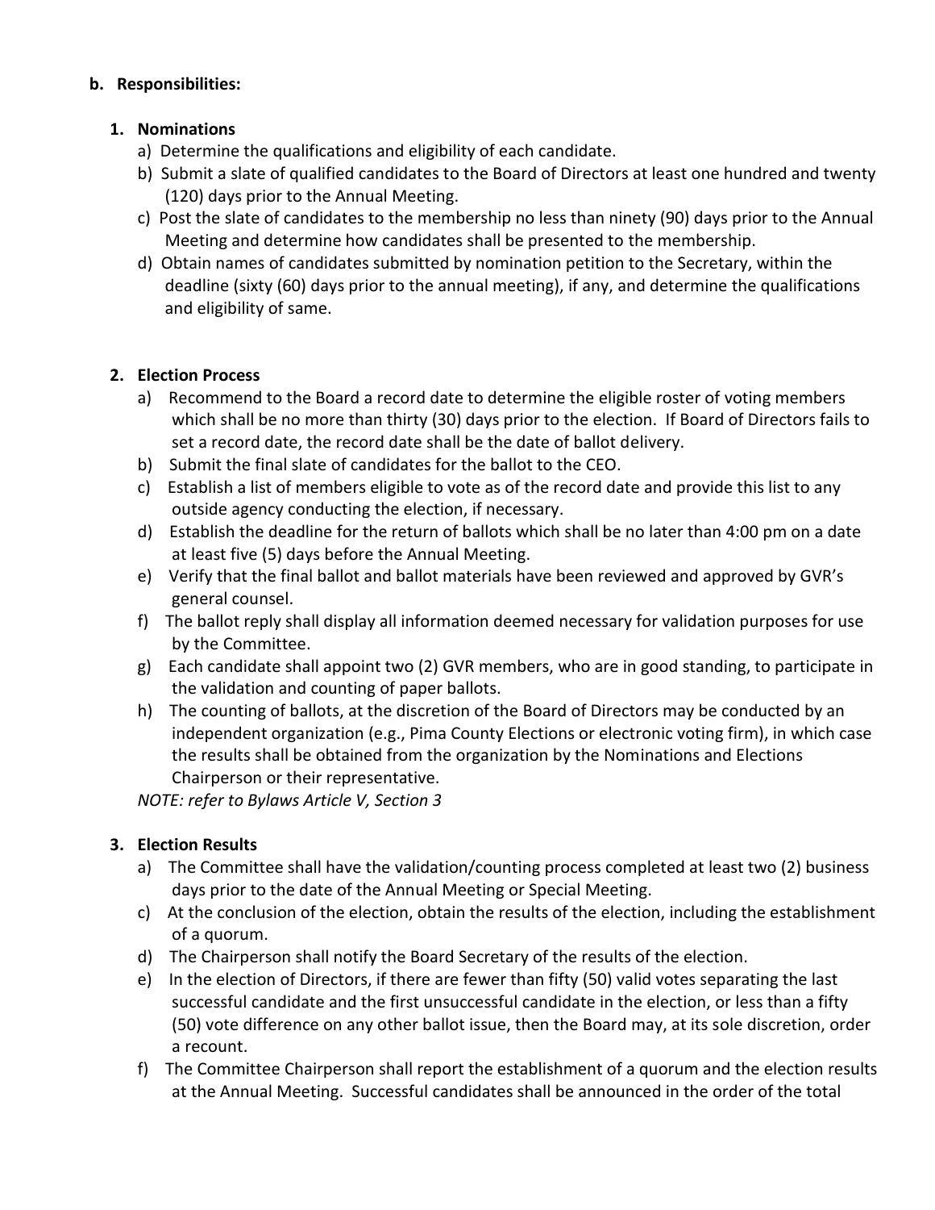**b. Responsibilities:**

1. **Nominations**
   a) Determine the qualifications and eligibility of each candidate.
   b) Submit a slate of qualified candidates to the Board of Directors at least one hundred and twenty (120) days prior to the Annual Meeting.
   c) Post the slate of candidates to the membership no less than ninety (90) days prior to the Annual Meeting and determine how candidates shall be presented to the membership.
   d) Obtain names of candidates submitted by nomination petition to the Secretary, within the deadline (sixty (60) days prior to the annual meeting), if any, and determine the qualifications and eligibility of same.

2. **Election Process**
   a) Recommend to the Board a record date to determine the eligible roster of voting members which shall be no more than thirty (30) days prior to the election. If Board of Directors fails to set a record date, the record date shall be the date of ballot delivery.
   b) Submit the final slate of candidates for the ballot to the CEO.
   c) Establish a list of members eligible to vote as of the record date and provide this list to any outside agency conducting the election, if necessary.
   d) Establish the deadline for the return of ballots which shall be no later than 4:00 pm on a date at least five (5) days before the Annual Meeting.
   e) Verify that the final ballot and ballot materials have been reviewed and approved by GVR's general counsel.
   f) The ballot reply shall display all information deemed necessary for validation purposes for use by the Committee.
   g) Each candidate shall appoint two (2) GVR members, who are in good standing, to participate in the validation and counting of paper ballots.
   h) The counting of ballots, at the discretion of the Board of Directors may be conducted by an independent organization (e.g., Pima County Elections or electronic voting firm), in which case the results shall be obtained from the organization by the Nominations and Elections Chairperson or their representative.

   *NOTE: refer to Bylaws Article V, Section 3*

3. **Election Results**
   a) The Committee shall have the validation/counting process completed at least two (2) business days prior to the date of the Annual Meeting or Special Meeting.
   c) At the conclusion of the election, obtain the results of the election, including the establishment of a quorum.
   d) The Chairperson shall notify the Board Secretary of the results of the election.
   e) In the election of Directors, if there are fewer than fifty (50) valid votes separating the last successful candidate and the first unsuccessful candidate in the election, or less than a fifty (50) vote difference on any other ballot issue, then the Board may, at its sole discretion, order a recount.
   f) The Committee Chairperson shall report the establishment of a quorum and the election results at the Annual Meeting. Successful candidates shall be announced in the order of the total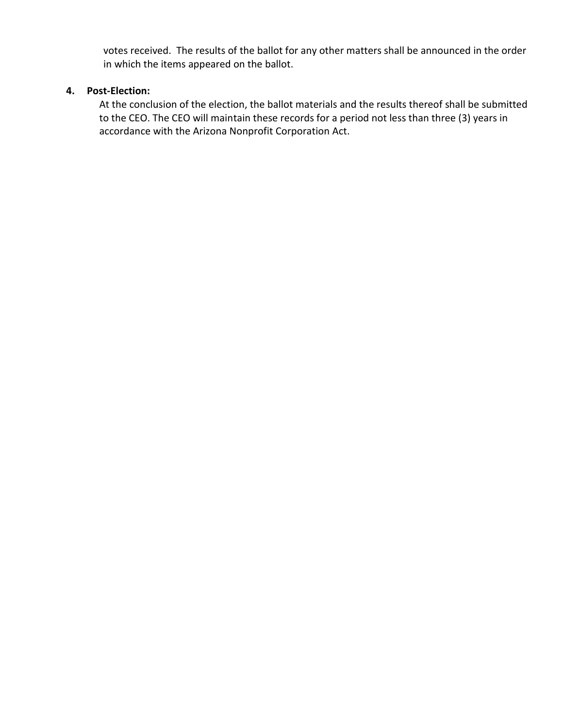votes received. The results of the ballot for any other matters shall be announced in the order in which the items appeared on the ballot.

4. **Post-Election:**

   At the conclusion of the election, the ballot materials and the results thereof shall be submitted to the CEO. The CEO will maintain these records for a period not less than three (3) years in accordance with the Arizona Nonprofit Corporation Act.